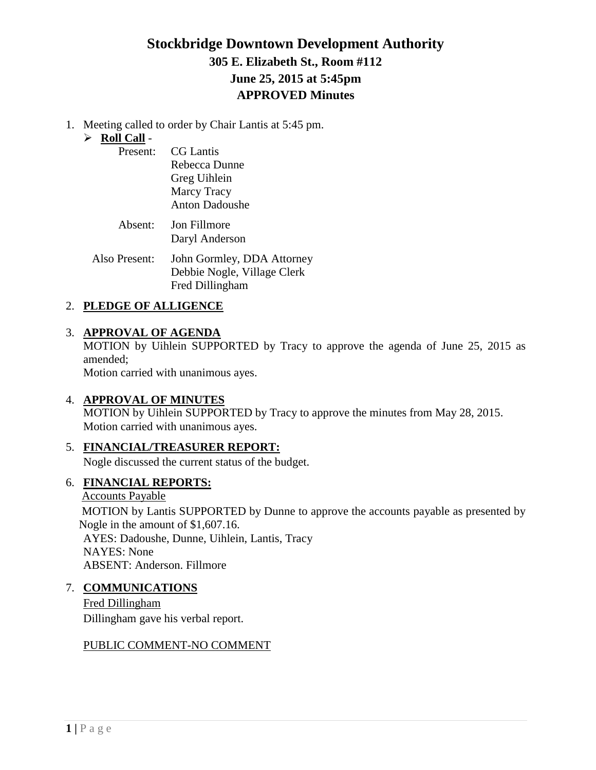# Stockbridge Downtown Development Authority

## 305 E. Elizabeth St., Room #112
## June 25, 2015 at 5:45pm
## APPROVED Minutes

1. Meeting called to order by Chair Lantis at 5:45 pm.
   - **Roll Call** -

     Present: CG Lantis
     Rebecca Dunne
     Greg Uihlein
     Marcy Tracy
     Anton Dadoushe

     Absent: Jon Fillmore
     Daryl Anderson

     Also Present: John Gormley, DDA Attorney
     Debbie Nogle, Village Clerk
     Fred Dillingham

2. **PLEDGE OF ALLIGENCE**

3. **APPROVAL OF AGENDA**
   MOTION by Uihlein SUPPORTED by Tracy to approve the agenda of June 25, 2015 as amended;
   Motion carried with unanimous ayes.

4. **APPROVAL OF MINUTES**
   MOTION by Uihlein SUPPORTED by Tracy to approve the minutes from May 28, 2015.
   Motion carried with unanimous ayes.

5. **FINANCIAL/TREASURER REPORT:**
   Nogle discussed the current status of the budget.

6. **FINANCIAL REPORTS:**
   Accounts Payable
   MOTION by Lantis SUPPORTED by Dunne to approve the accounts payable as presented by Nogle in the amount of $1,607.16.
   AYES: Dadoushe, Dunne, Uihlein, Lantis, Tracy
   NAYES: None
   ABSENT: Anderson. Fillmore

7. **COMMUNICATIONS**
   Fred Dillingham
   Dillingham gave his verbal report.

   PUBLIC COMMENT-NO COMMENT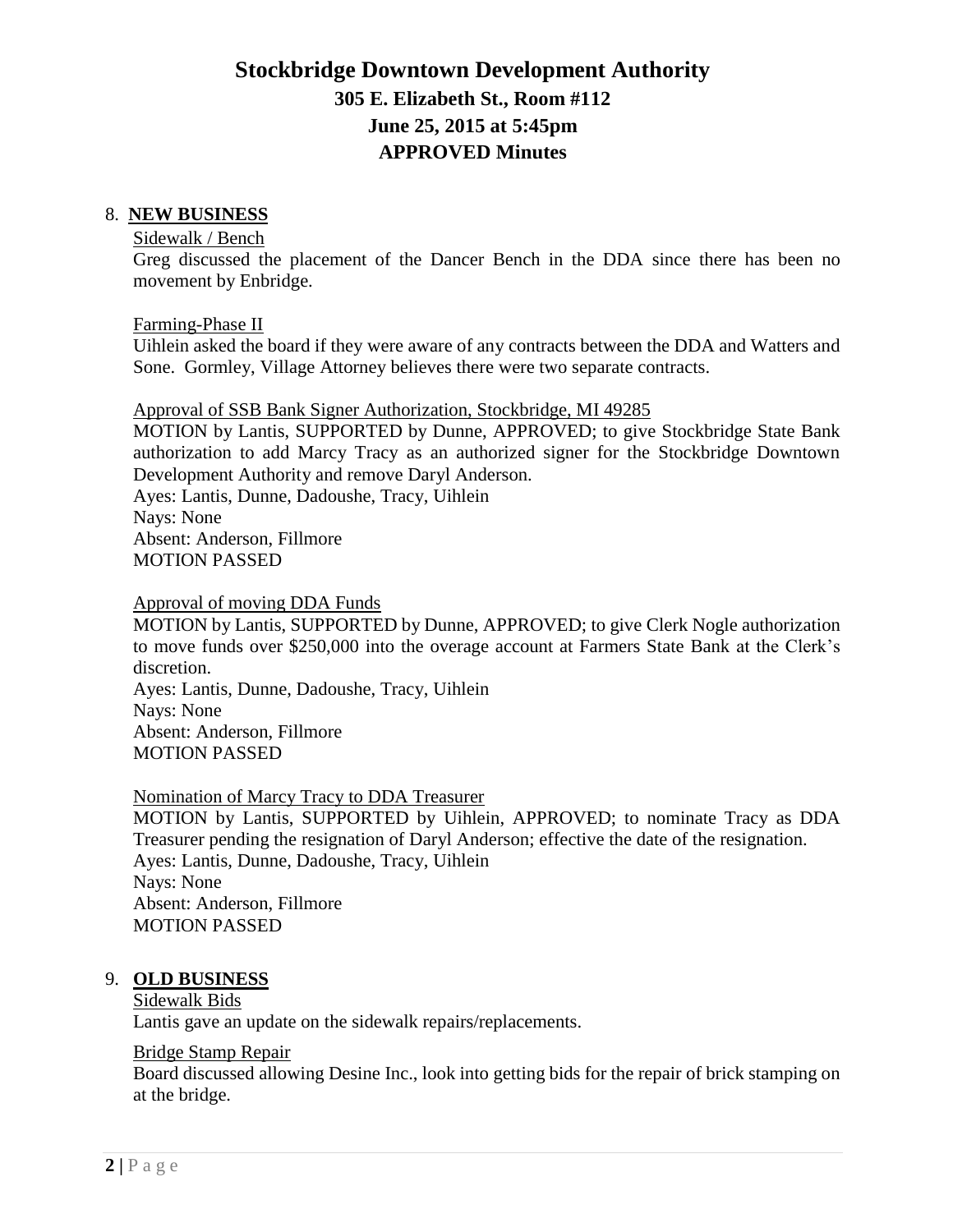# Stockbridge Downtown Development Authority

## 305 E. Elizabeth St., Room #112

## June 25, 2015 at 5:45pm

## APPROVED Minutes

8. **NEW BUSINESS**

Sidewalk / Bench

Greg discussed the placement of the Dancer Bench in the DDA since there has been no movement by Enbridge.

Farming-Phase II

Uihlein asked the board if they were aware of any contracts between the DDA and Watters and Sone. Gormley, Village Attorney believes there were two separate contracts.

Approval of SSB Bank Signer Authorization, Stockbridge, MI 49285

MOTION by Lantis, SUPPORTED by Dunne, APPROVED; to give Stockbridge State Bank authorization to add Marcy Tracy as an authorized signer for the Stockbridge Downtown Development Authority and remove Daryl Anderson.
Ayes: Lantis, Dunne, Dadoushe, Tracy, Uihlein
Nays: None
Absent: Anderson, Fillmore
MOTION PASSED

Approval of moving DDA Funds

MOTION by Lantis, SUPPORTED by Dunne, APPROVED; to give Clerk Nogle authorization to move funds over $250,000 into the overage account at Farmers State Bank at the Clerk's discretion.
Ayes: Lantis, Dunne, Dadoushe, Tracy, Uihlein
Nays: None
Absent: Anderson, Fillmore
MOTION PASSED

Nomination of Marcy Tracy to DDA Treasurer

MOTION by Lantis, SUPPORTED by Uihlein, APPROVED; to nominate Tracy as DDA Treasurer pending the resignation of Daryl Anderson; effective the date of the resignation.
Ayes: Lantis, Dunne, Dadoushe, Tracy, Uihlein
Nays: None
Absent: Anderson, Fillmore
MOTION PASSED

9. **OLD BUSINESS**

Sidewalk Bids

Lantis gave an update on the sidewalk repairs/replacements.

Bridge Stamp Repair

Board discussed allowing Desine Inc., look into getting bids for the repair of brick stamping on at the bridge.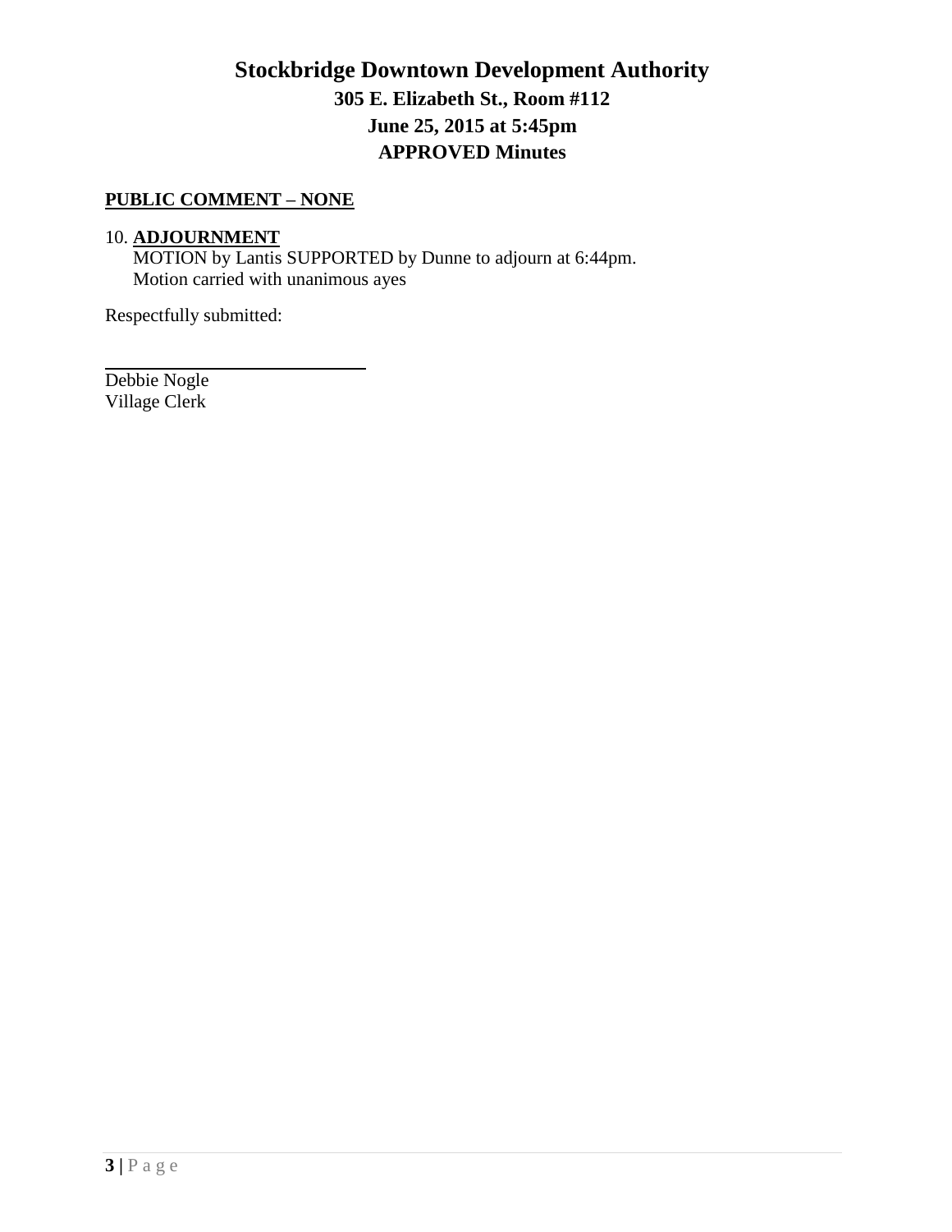# Stockbridge Downtown Development Authority

## 305 E. Elizabeth St., Room #112

## June 25, 2015 at 5:45pm

## APPROVED Minutes

**PUBLIC COMMENT – NONE**

10. **ADJOURNMENT**
    MOTION by Lantis SUPPORTED by Dunne to adjourn at 6:44pm.
    Motion carried with unanimous ayes

Respectfully submitted:

\_\_\_\_\_\_\_\_\_\_\_\_\_\_\_\_\_\_\_\_\_\_\_\_\_\_\_\_
Debbie Nogle
Village Clerk